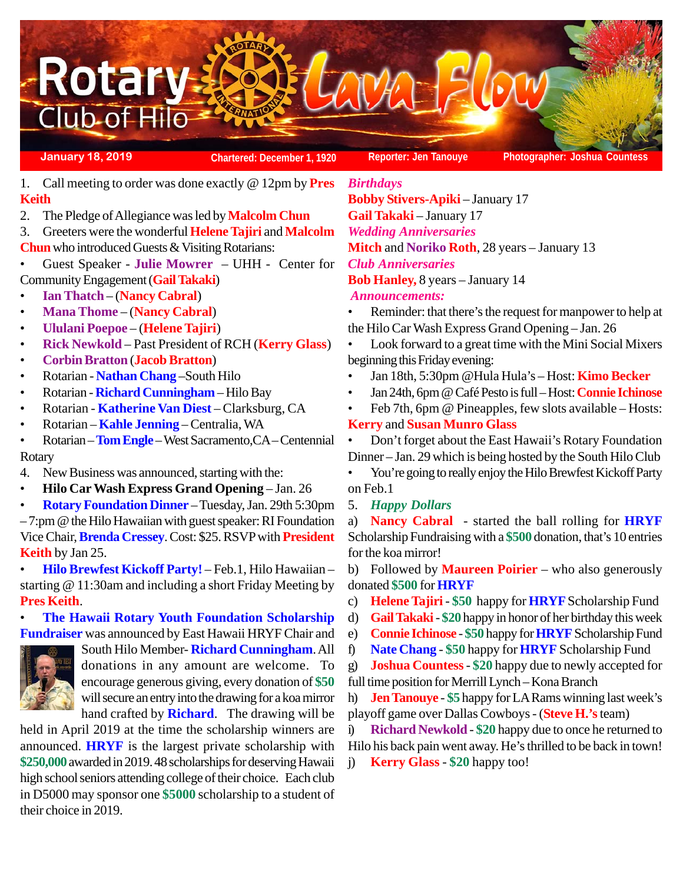# Rotary Club of Hilo Lava Flow

January 18, 2019 | Chartered: December 1, 1920 | Reporter: Jen Tanouye | Photographer: Joshua Countess

1. Call meeting to order was done exactly @ 12pm by **Pres Keith**
2. The Pledge of Allegiance was led by **Malcolm Chun**
3. Greeters were the wonderful **Helene Tajiri** and **Malcolm Chun** who introduced Guests & Visiting Rotarians:

- Guest Speaker - **Julie Mowrer** – UHH - Center for Community Engagement (**Gail Takaki**)
- **Ian Thatch** – (**Nancy Cabral**)
- **Mana Thome** – (**Nancy Cabral**)
- **Ululani Poepoe** – (**Helene Tajiri**)
- **Rick Newkold** – Past President of RCH (**Kerry Glass**)
- **Corbin Bratton** (**Jacob Bratton**)
- Rotarian - **Nathan Chang** –South Hilo
- Rotarian - **Richard Cunningham** – Hilo Bay
- Rotarian - **Katherine Van Diest** – Clarksburg, CA
- Rotarian – **Kahle Jenning** – Centralia, WA
- Rotarian – **Tom Engle** – West Sacramento,CA – Centennial Rotary

4. New Business was announced, starting with the:

- **Hilo Car Wash Express Grand Opening** – Jan. 26
- **Rotary Foundation Dinner** – Tuesday, Jan. 29th 5:30pm – 7:pm @ the Hilo Hawaiian with guest speaker: RI Foundation Vice Chair, **Brenda Cressey**. Cost: $25. RSVP with **President Keith** by Jan 25.
- **Hilo Brewfest Kickoff Party!** – Feb.1, Hilo Hawaiian – starting @ 11:30am and including a short Friday Meeting by **Pres Keith**.
- **The Hawaii Rotary Youth Foundation Scholarship Fundraiser** was announced by East Hawaii HRYF Chair and South Hilo Member- **Richard Cunningham**. All donations in any amount are welcome. To encourage generous giving, every donation of **$50** will secure an entry into the drawing for a koa mirror hand crafted by **Richard**. The drawing will be held in April 2019 at the time the scholarship winners are announced. **HRYF** is the largest private scholarship with **$250,000** awarded in 2019. 48 scholarships for deserving Hawaii high school seniors attending college of their choice. Each club in D5000 may sponsor one **$5000** scholarship to a student of their choice in 2019.

***Birthdays***

**Bobby Stivers-Apiki** – January 17
**Gail Takaki** – January 17

***Wedding Anniversaries***

**Mitch** and **Noriko Roth**, 28 years – January 13

***Club Anniversaries***

**Bob Hanley,** 8 years – January 14

***Announcements:***

- Reminder: that there's the request for manpower to help at the Hilo Car Wash Express Grand Opening – Jan. 26
- Look forward to a great time with the Mini Social Mixers beginning this Friday evening:
- Jan 18th, 5:30pm @Hula Hula's – Host: **Kimo Becker**
- Jan 24th, 6pm @ Café Pesto is full – Host: **Connie Ichinose**
- Feb 7th, 6pm @ Pineapples, few slots available – Hosts: **Kerry** and **Susan Munro Glass**
- Don't forget about the East Hawaii's Rotary Foundation Dinner – Jan. 29 which is being hosted by the South Hilo Club
- You're going to really enjoy the Hilo Brewfest Kickoff Party on Feb.1

5. ***Happy Dollars***

a) **Nancy Cabral** - started the ball rolling for **HRYF** Scholarship Fundraising with a **$500** donation, that's 10 entries for the koa mirror!
b) Followed by **Maureen Poirier** – who also generously donated **$500** for **HRYF**
c) **Helene Tajiri** - **$50** happy for **HRYF** Scholarship Fund
d) **Gail Takaki** - **$20** happy in honor of her birthday this week
e) **Connie Ichinose** - **$50** happy for **HRYF** Scholarship Fund
f) **Nate Chang** - **$50** happy for **HRYF** Scholarship Fund
g) **Joshua Countess** - **$20** happy due to newly accepted for full time position for Merrill Lynch – Kona Branch
h) **Jen Tanouye** - **$5** happy for LA Rams winning last week's playoff game over Dallas Cowboys - (**Steve H.'s** team)
i) **Richard Newkold** - **$20** happy due to once he returned to Hilo his back pain went away. He's thrilled to be back in town!
j) **Kerry Glass** - **$20** happy too!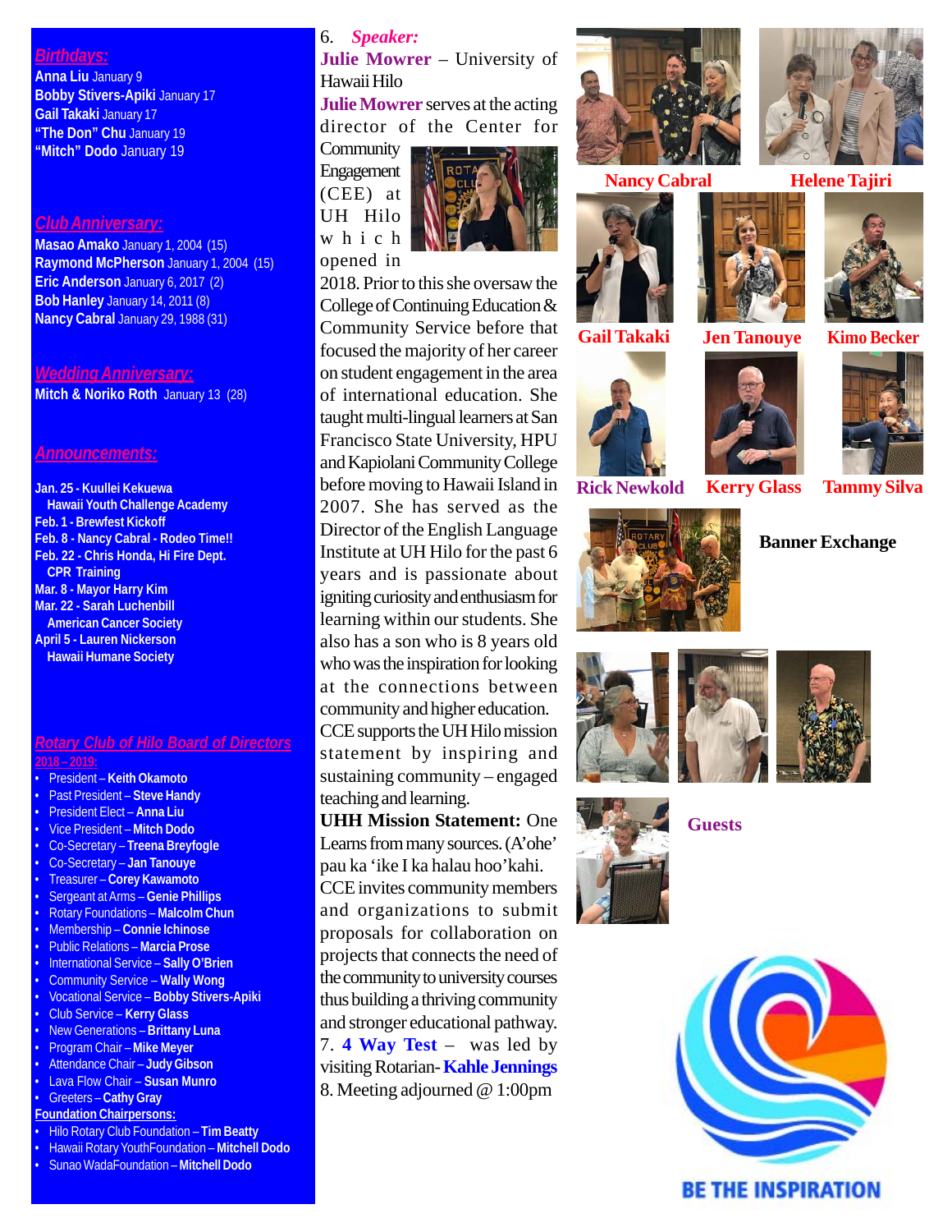## Birthdays:

**Anna Liu** January 9
**Bobby Stivers-Apiki** January 17
**Gail Takaki** January 17
**"The Don" Chu** January 19
**"Mitch" Dodo** January 19

## Club Anniversary:

**Masao Amako** January 1, 2004 (15)
**Raymond McPherson** January 1, 2004 (15)
**Eric Anderson** January 6, 2017 (2)
**Bob Hanley** January 14, 2011 (8)
**Nancy Cabral** January 29, 1988 (31)

## Wedding Anniversary:

**Mitch & Noriko Roth** January 13 (28)

## Announcements:

**Jan. 25 - Kuullei Kekuewa Hawaii Youth Challenge Academy**
**Feb. 1 - Brewfest Kickoff**
**Feb. 8 - Nancy Cabral - Rodeo Time!!**
**Feb. 22 - Chris Honda, Hi Fire Dept. CPR Training**
**Mar. 8 - Mayor Harry Kim**
**Mar. 22 - Sarah Luchenbill American Cancer Society**
**April 5 - Lauren Nickerson Hawaii Humane Society**

## Rotary Club of Hilo Board of Directors 2018 – 2019:

- President – **Keith Okamoto**
- Past President – **Steve Handy**
- President Elect – **Anna Liu**
- Vice President – **Mitch Dodo**
- Co-Secretary – **Treena Breyfogle**
- Co-Secretary – **Jan Tanouye**
- Treasurer – **Corey Kawamoto**
- Sergeant at Arms – **Genie Phillips**
- Rotary Foundations – **Malcolm Chun**
- Membership – **Connie Ichinose**
- Public Relations – **Marcia Prose**
- International Service – **Sally O'Brien**
- Community Service – **Wally Wong**
- Vocational Service – **Bobby Stivers-Apiki**
- Club Service – **Kerry Glass**
- New Generations – **Brittany Luna**
- Program Chair – **Mike Meyer**
- Attendance Chair – **Judy Gibson**
- Lava Flow Chair – **Susan Munro**
- Greeters – **Cathy Gray**

**Foundation Chairpersons:**

- Hilo Rotary Club Foundation – **Tim Beatty**
- Hawaii Rotary YouthFoundation – **Mitchell Dodo**
- Sunao WadaFoundation – **Mitchell Dodo**

6. ***Speaker:*** **Julie Mowrer** – University of Hawaii Hilo

**Julie Mowrer** serves at the acting director of the Center for Community Engagement (CEE) at UH Hilo which opened in 2018. Prior to this she oversaw the College of Continuing Education & Community Service before that focused the majority of her career on student engagement in the area of international education. She taught multi-lingual learners at San Francisco State University, HPU and Kapiolani Community College before moving to Hawaii Island in 2007. She has served as the Director of the English Language Institute at UH Hilo for the past 6 years and is passionate about igniting curiosity and enthusiasm for learning within our students. She also has a son who is 8 years old who was the inspiration for looking at the connections between community and higher education. CCE supports the UH Hilo mission statement by inspiring and sustaining community – engaged teaching and learning.

**UHH Mission Statement:** One Learns from many sources. (A'ohe' pau ka 'ike I ka halau hoo'kahi.

CCE invites community members and organizations to submit proposals for collaboration on projects that connects the need of the community to university courses thus building a thriving community and stronger educational pathway.

7. **4 Way Test** – was led by visiting Rotarian- **Kahle Jennings**

8. Meeting adjourned @ 1:00pm

Nancy Cabral

Helene Tajiri

Gail Takaki

Jen Tanouye

Kimo Becker

Rick Newkold

Kerry Glass

Tammy Silva

**Banner Exchange**

**Guests**

BE THE INSPIRATION